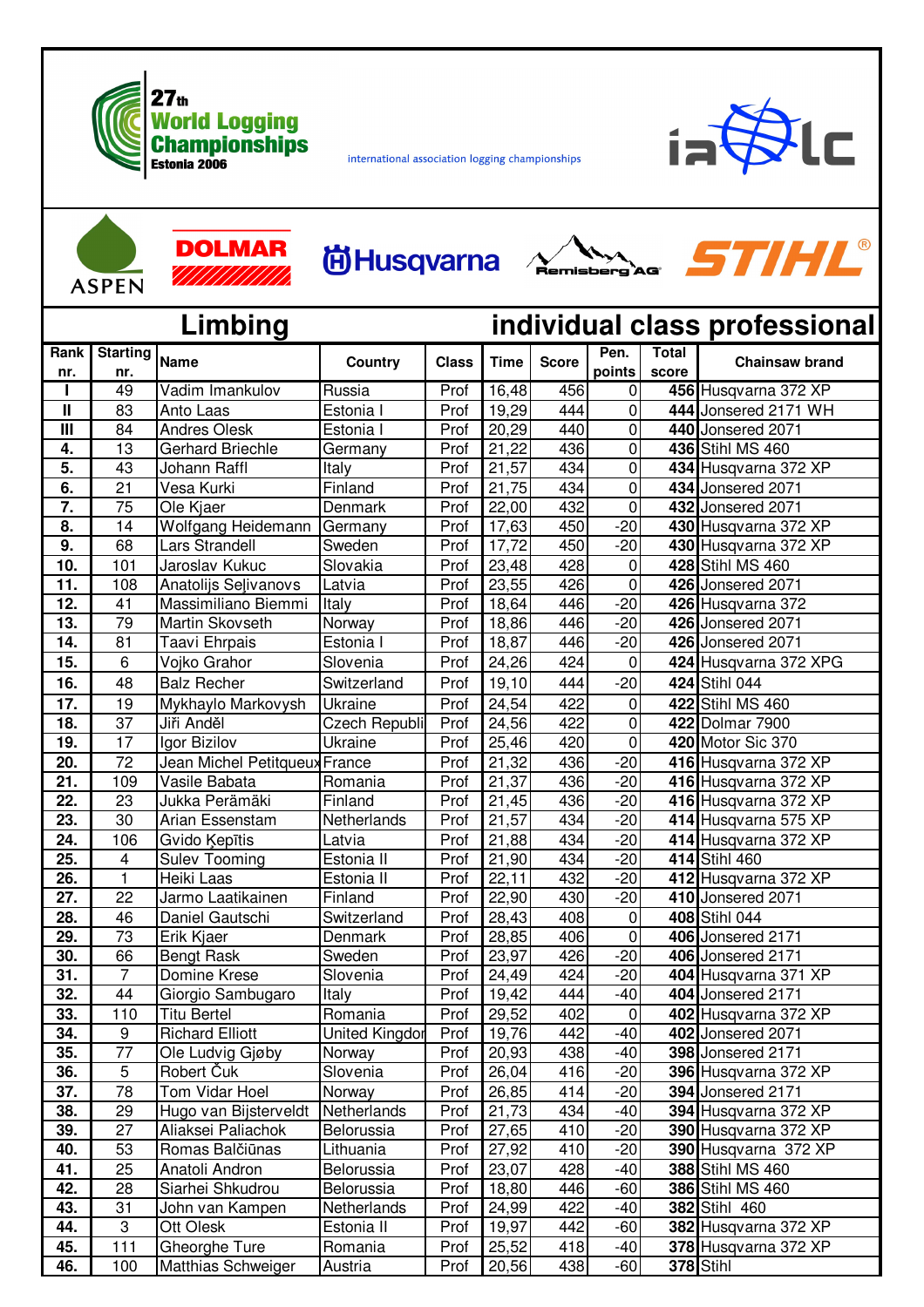# 27th World Logging Championships Estonia 2006

international association logging championships

## Limbing — individual class professional

| Rank nr. | Starting nr. | Name | Country | Class | Time | Score | Pen. points | Total score | Chainsaw brand |
|---|---|---|---|---|---|---|---|---|---|
| I | 49 | Vadim Imankulov | Russia | Prof | 16,48 | 456 | 0 | **456** | Husqvarna 372 XP |
| II | 83 | Anto Laas | Estonia I | Prof | 19,29 | 444 | 0 | **444** | Jonsered 2171 WH |
| III | 84 | Andres Olesk | Estonia I | Prof | 20,29 | 440 | 0 | **440** | Jonsered 2071 |
| 4. | 13 | Gerhard Briechle | Germany | Prof | 21,22 | 436 | 0 | **436** | Stihl MS 460 |
| 5. | 43 | Johann Raffl | Italy | Prof | 21,57 | 434 | 0 | **434** | Husqvarna 372 XP |
| 6. | 21 | Vesa Kurki | Finland | Prof | 21,75 | 434 | 0 | **434** | Jonsered 2071 |
| 7. | 75 | Ole Kjaer | Denmark | Prof | 22,00 | 432 | 0 | **432** | Jonsered 2071 |
| 8. | 14 | Wolfgang Heidemann | Germany | Prof | 17,63 | 450 | -20 | **430** | Husqvarna 372 XP |
| 9. | 68 | Lars Strandell | Sweden | Prof | 17,72 | 450 | -20 | **430** | Husqvarna 372 XP |
| 10. | 101 | Jaroslav Kukuc | Slovakia | Prof | 23,48 | 428 | 0 | **428** | Stihl MS 460 |
| 11. | 108 | Anatolijs Seļivanovs | Latvia | Prof | 23,55 | 426 | 0 | **426** | Jonsered 2071 |
| 12. | 41 | Massimiliano Biemmi | Italy | Prof | 18,64 | 446 | -20 | **426** | Husqvarna 372 |
| 13. | 79 | Martin Skovseth | Norway | Prof | 18,86 | 446 | -20 | **426** | Jonsered 2071 |
| 14. | 81 | Taavi Ehrpais | Estonia I | Prof | 18,87 | 446 | -20 | **426** | Jonsered 2071 |
| 15. | 6 | Vojko Grahor | Slovenia | Prof | 24,26 | 424 | 0 | **424** | Husqvarna 372 XPG |
| 16. | 48 | Balz Recher | Switzerland | Prof | 19,10 | 444 | -20 | **424** | Stihl 044 |
| 17. | 19 | Mykhaylo Markovysh | Ukraine | Prof | 24,54 | 422 | 0 | **422** | Stihl MS 460 |
| 18. | 37 | Jiři Anděl | Czech Republi | Prof | 24,56 | 422 | 0 | **422** | Dolmar 7900 |
| 19. | 17 | Igor Bizilov | Ukraine | Prof | 25,46 | 420 | 0 | **420** | Motor Sic 370 |
| 20. | 72 | Jean Michel Petitqueux | France | Prof | 21,32 | 436 | -20 | **416** | Husqvarna 372 XP |
| 21. | 109 | Vasile Babata | Romania | Prof | 21,37 | 436 | -20 | **416** | Husqvarna 372 XP |
| 22. | 23 | Jukka Perämäki | Finland | Prof | 21,45 | 436 | -20 | **416** | Husqvarna 372 XP |
| 23. | 30 | Arian Essenstam | Netherlands | Prof | 21,57 | 434 | -20 | **414** | Husqvarna 575 XP |
| 24. | 106 | Gvido Ķepītis | Latvia | Prof | 21,88 | 434 | -20 | **414** | Husqvarna 372 XP |
| 25. | 4 | Sulev Tooming | Estonia II | Prof | 21,90 | 434 | -20 | **414** | Stihl 460 |
| 26. | 1 | Heiki Laas | Estonia II | Prof | 22,11 | 432 | -20 | **412** | Husqvarna 372 XP |
| 27. | 22 | Jarmo Laatikainen | Finland | Prof | 22,90 | 430 | -20 | **410** | Jonsered 2071 |
| 28. | 46 | Daniel Gautschi | Switzerland | Prof | 28,43 | 408 | 0 | **408** | Stihl 044 |
| 29. | 73 | Erik Kjaer | Denmark | Prof | 28,85 | 406 | 0 | **406** | Jonsered 2171 |
| 30. | 66 | Bengt Rask | Sweden | Prof | 23,97 | 426 | -20 | **406** | Jonsered 2171 |
| 31. | 7 | Domine Krese | Slovenia | Prof | 24,49 | 424 | -20 | **404** | Husqvarna 371 XP |
| 32. | 44 | Giorgio Sambugaro | Italy | Prof | 19,42 | 444 | -40 | **404** | Jonsered 2171 |
| 33. | 110 | Titu Bertel | Romania | Prof | 29,52 | 402 | 0 | **402** | Husqvarna 372 XP |
| 34. | 9 | Richard Elliott | United Kingdor | Prof | 19,76 | 442 | -40 | **402** | Jonsered 2071 |
| 35. | 77 | Ole Ludvig Gjøby | Norway | Prof | 20,93 | 438 | -40 | **398** | Jonsered 2171 |
| 36. | 5 | Robert Čuk | Slovenia | Prof | 26,04 | 416 | -20 | **396** | Husqvarna 372 XP |
| 37. | 78 | Tom Vidar Hoel | Norway | Prof | 26,85 | 414 | -20 | **394** | Jonsered 2171 |
| 38. | 29 | Hugo van Bijsterveldt | Netherlands | Prof | 21,73 | 434 | -40 | **394** | Husqvarna 372 XP |
| 39. | 27 | Aliaksei Paliachok | Belorussia | Prof | 27,65 | 410 | -20 | **390** | Husqvarna 372 XP |
| 40. | 53 | Romas Balčiūnas | Lithuania | Prof | 27,92 | 410 | -20 | **390** | Husqvarna 372 XP |
| 41. | 25 | Anatoli Andron | Belorussia | Prof | 23,07 | 428 | -40 | **388** | Stihl MS 460 |
| 42. | 28 | Siarhei Shkudrou | Belorussia | Prof | 18,80 | 446 | -60 | **386** | Stihl MS 460 |
| 43. | 31 | John van Kampen | Netherlands | Prof | 24,99 | 422 | -40 | **382** | Stihl 460 |
| 44. | 3 | Ott Olesk | Estonia II | Prof | 19,97 | 442 | -60 | **382** | Husqvarna 372 XP |
| 45. | 111 | Gheorghe Ture | Romania | Prof | 25,52 | 418 | -40 | **378** | Husqvarna 372 XP |
| 46. | 100 | Matthias Schweiger | Austria | Prof | 20,56 | 438 | -60 | **378** | Stihl |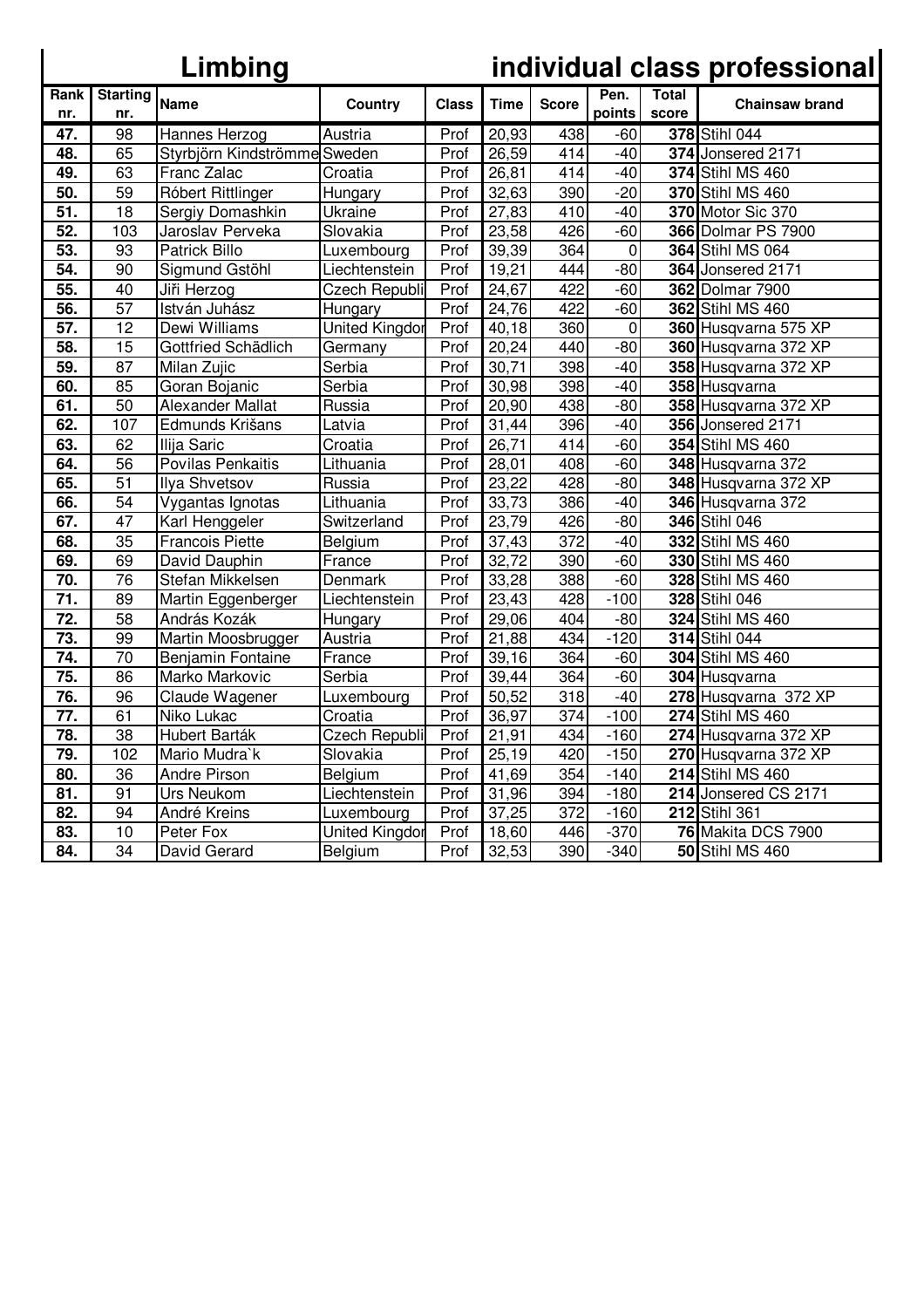# Limbing individual class professional

| Rank nr. | Starting nr. | Name | Country | Class | Time | Score | Pen. points | Total score | Chainsaw brand |
|---|---|---|---|---|---|---|---|---|---|
| 47. | 98 | Hannes Herzog | Austria | Prof | 20,93 | 438 | -60 | **378** | Stihl 044 |
| 48. | 65 | Styrbjörn Kindströmme | Sweden | Prof | 26,59 | 414 | -40 | **374** | Jonsered 2171 |
| 49. | 63 | Franc Zalac | Croatia | Prof | 26,81 | 414 | -40 | **374** | Stihl MS 460 |
| 50. | 59 | Róbert Rittlinger | Hungary | Prof | 32,63 | 390 | -20 | **370** | Stihl MS 460 |
| 51. | 18 | Sergiy Domashkin | Ukraine | Prof | 27,83 | 410 | -40 | **370** | Motor Sic 370 |
| 52. | 103 | Jaroslav Perveka | Slovakia | Prof | 23,58 | 426 | -60 | **366** | Dolmar PS 7900 |
| 53. | 93 | Patrick Billo | Luxembourg | Prof | 39,39 | 364 | 0 | **364** | Stihl MS 064 |
| 54. | 90 | Sigmund Gstöhl | Liechtenstein | Prof | 19,21 | 444 | -80 | **364** | Jonsered 2171 |
| 55. | 40 | Jiři Herzog | Czech Republi | Prof | 24,67 | 422 | -60 | **362** | Dolmar 7900 |
| 56. | 57 | István Juhász | Hungary | Prof | 24,76 | 422 | -60 | **362** | Stihl MS 460 |
| 57. | 12 | Dewi Williams | United Kingdor | Prof | 40,18 | 360 | 0 | **360** | Husqvarna 575 XP |
| 58. | 15 | Gottfried Schädlich | Germany | Prof | 20,24 | 440 | -80 | **360** | Husqvarna 372 XP |
| 59. | 87 | Milan Zujic | Serbia | Prof | 30,71 | 398 | -40 | **358** | Husqvarna 372 XP |
| 60. | 85 | Goran Bojanic | Serbia | Prof | 30,98 | 398 | -40 | **358** | Husqvarna |
| 61. | 50 | Alexander Mallat | Russia | Prof | 20,90 | 438 | -80 | **358** | Husqvarna 372 XP |
| 62. | 107 | Edmunds Krišans | Latvia | Prof | 31,44 | 396 | -40 | **356** | Jonsered 2171 |
| 63. | 62 | Ilija Saric | Croatia | Prof | 26,71 | 414 | -60 | **354** | Stihl MS 460 |
| 64. | 56 | Povilas Penkaitis | Lithuania | Prof | 28,01 | 408 | -60 | **348** | Husqvarna 372 |
| 65. | 51 | Ilya Shvetsov | Russia | Prof | 23,22 | 428 | -80 | **348** | Husqvarna 372 XP |
| 66. | 54 | Vygantas Ignotas | Lithuania | Prof | 33,73 | 386 | -40 | **346** | Husqvarna 372 |
| 67. | 47 | Karl Henggeler | Switzerland | Prof | 23,79 | 426 | -80 | **346** | Stihl 046 |
| 68. | 35 | Francois Piette | Belgium | Prof | 37,43 | 372 | -40 | **332** | Stihl MS 460 |
| 69. | 69 | David Dauphin | France | Prof | 32,72 | 390 | -60 | **330** | Stihl MS 460 |
| 70. | 76 | Stefan Mikkelsen | Denmark | Prof | 33,28 | 388 | -60 | **328** | Stihl MS 460 |
| 71. | 89 | Martin Eggenberger | Liechtenstein | Prof | 23,43 | 428 | -100 | **328** | Stihl 046 |
| 72. | 58 | András Kozák | Hungary | Prof | 29,06 | 404 | -80 | **324** | Stihl MS 460 |
| 73. | 99 | Martin Moosbrugger | Austria | Prof | 21,88 | 434 | -120 | **314** | Stihl 044 |
| 74. | 70 | Benjamin Fontaine | France | Prof | 39,16 | 364 | -60 | **304** | Stihl MS 460 |
| 75. | 86 | Marko Markovic | Serbia | Prof | 39,44 | 364 | -60 | **304** | Husqvarna |
| 76. | 96 | Claude Wagener | Luxembourg | Prof | 50,52 | 318 | -40 | **278** | Husqvarna 372 XP |
| 77. | 61 | Niko Lukac | Croatia | Prof | 36,97 | 374 | -100 | **274** | Stihl MS 460 |
| 78. | 38 | Hubert Barták | Czech Republi | Prof | 21,91 | 434 | -160 | **274** | Husqvarna 372 XP |
| 79. | 102 | Mario Mudra`k | Slovakia | Prof | 25,19 | 420 | -150 | **270** | Husqvarna 372 XP |
| 80. | 36 | Andre Pirson | Belgium | Prof | 41,69 | 354 | -140 | **214** | Stihl MS 460 |
| 81. | 91 | Urs Neukom | Liechtenstein | Prof | 31,96 | 394 | -180 | **214** | Jonsered CS 2171 |
| 82. | 94 | André Kreins | Luxembourg | Prof | 37,25 | 372 | -160 | **212** | Stihl 361 |
| 83. | 10 | Peter Fox | United Kingdor | Prof | 18,60 | 446 | -370 | **76** | Makita DCS 7900 |
| 84. | 34 | David Gerard | Belgium | Prof | 32,53 | 390 | -340 | **50** | Stihl MS 460 |